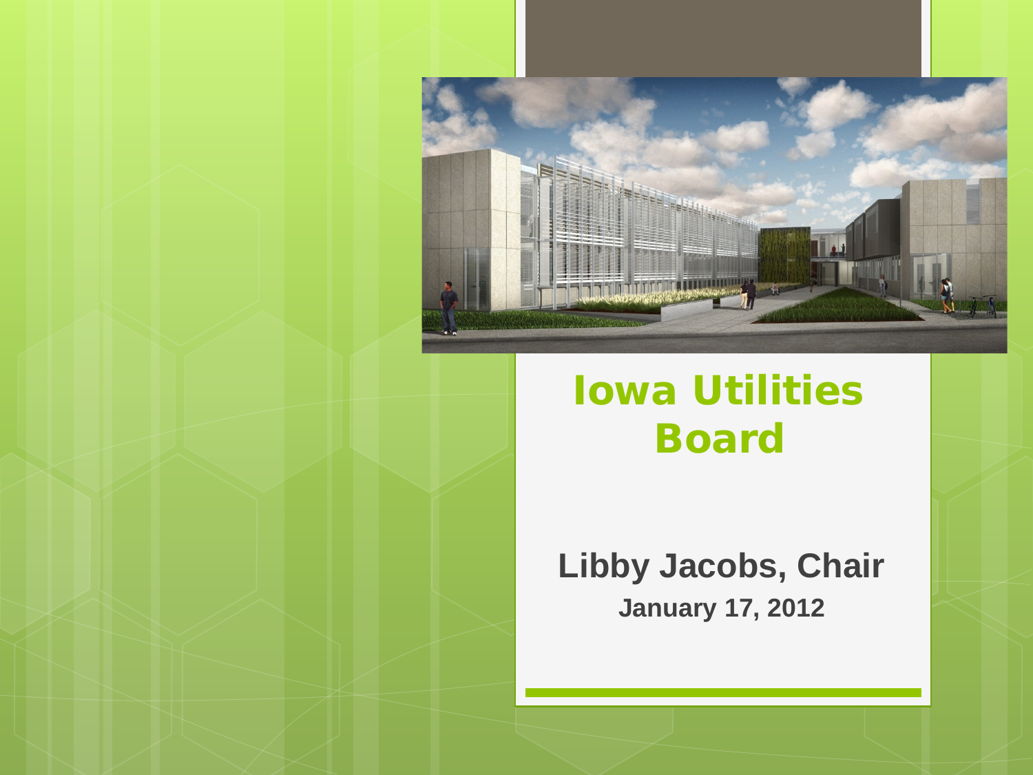# Iowa Utilities Board

**Libby Jacobs, Chair**

**January 17, 2012**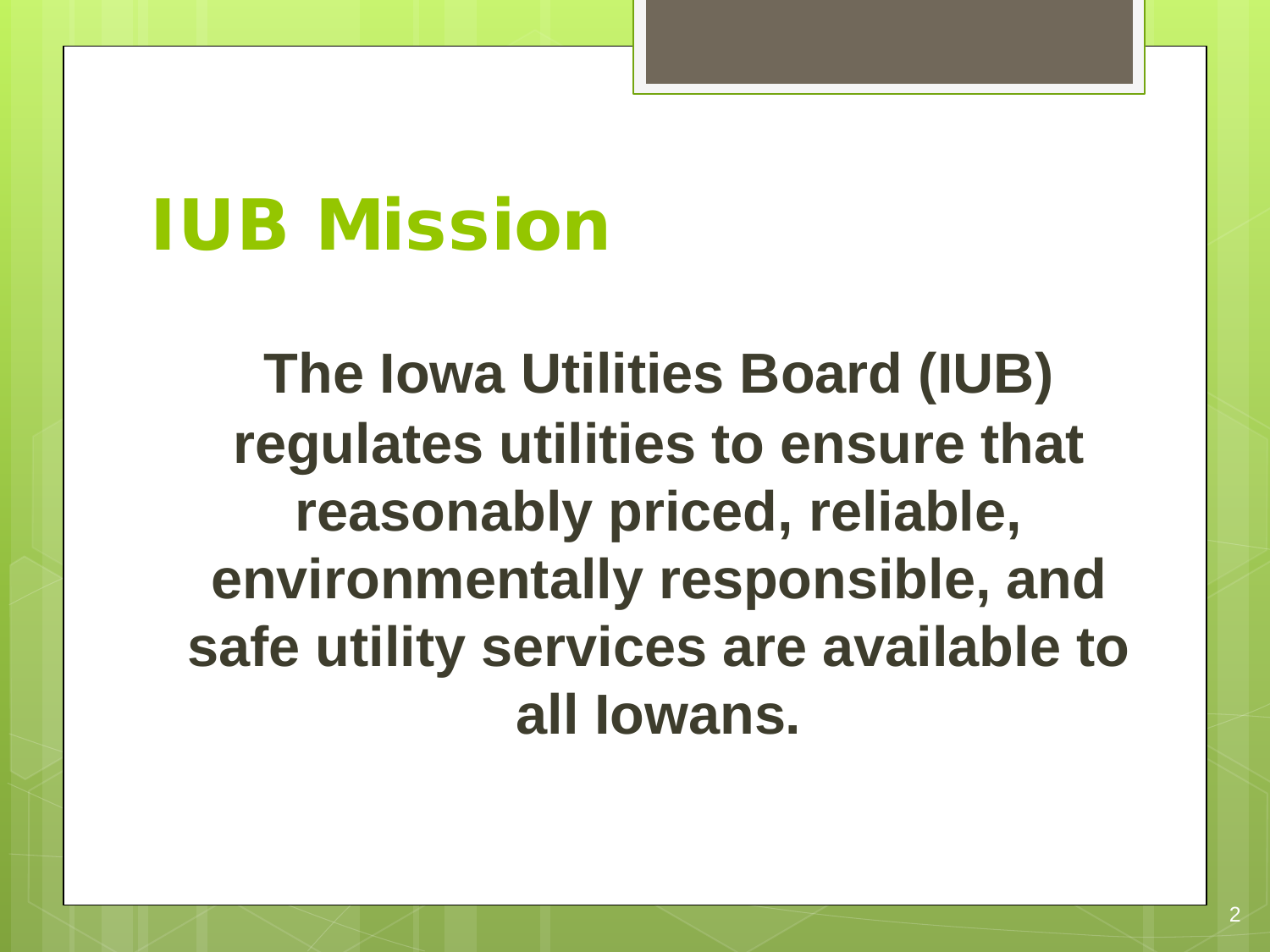# IUB Mission

**The Iowa Utilities Board (IUB) regulates utilities to ensure that reasonably priced, reliable, environmentally responsible, and safe utility services are available to all Iowans.**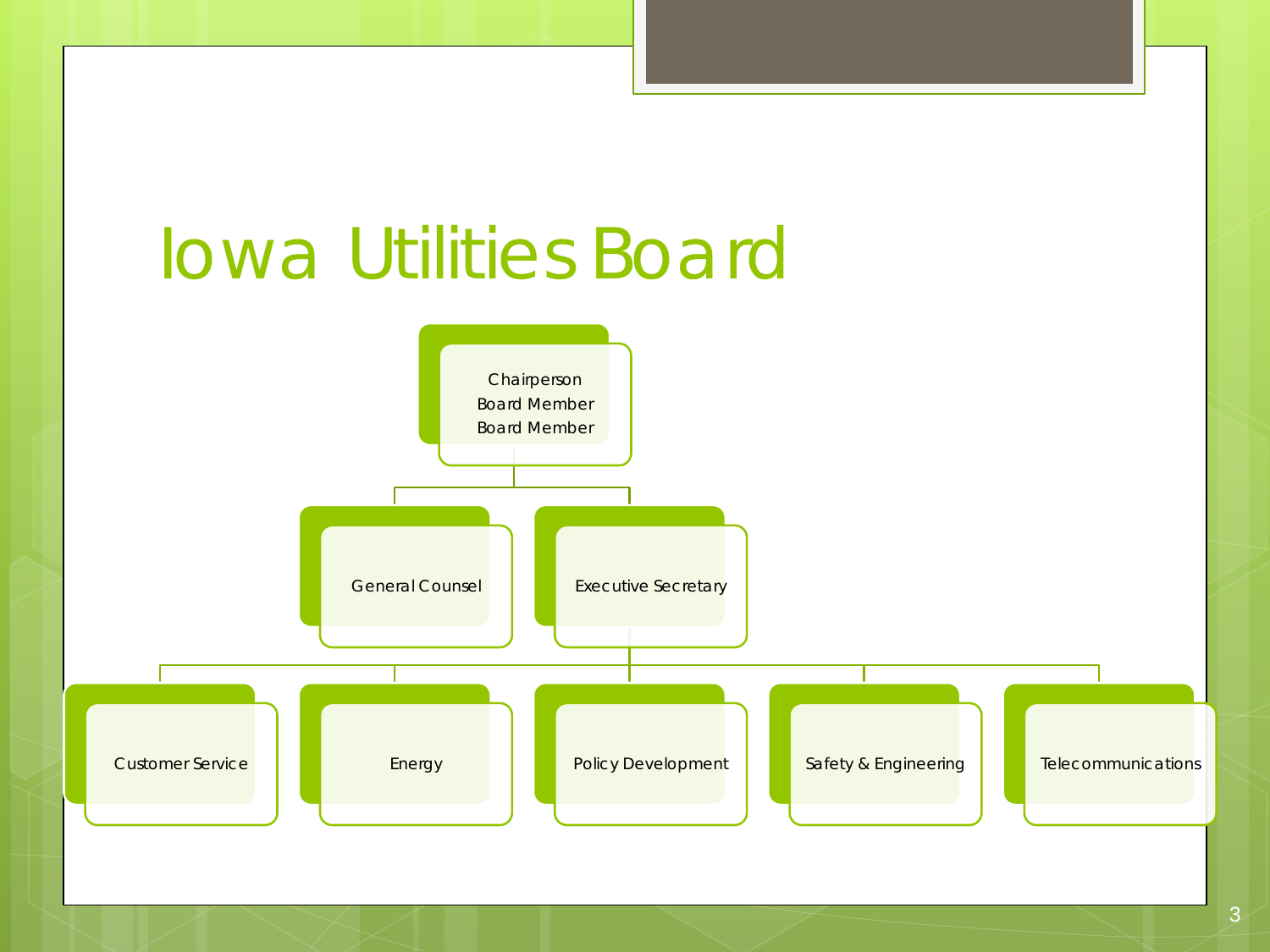# Iowa Utilities Board

- Chairperson
  Board Member
  Board Member
  - General Counsel
  - Executive Secretary
    - Customer Service
    - Energy
    - Policy Development
    - Safety & Engineering
    - Telecommunications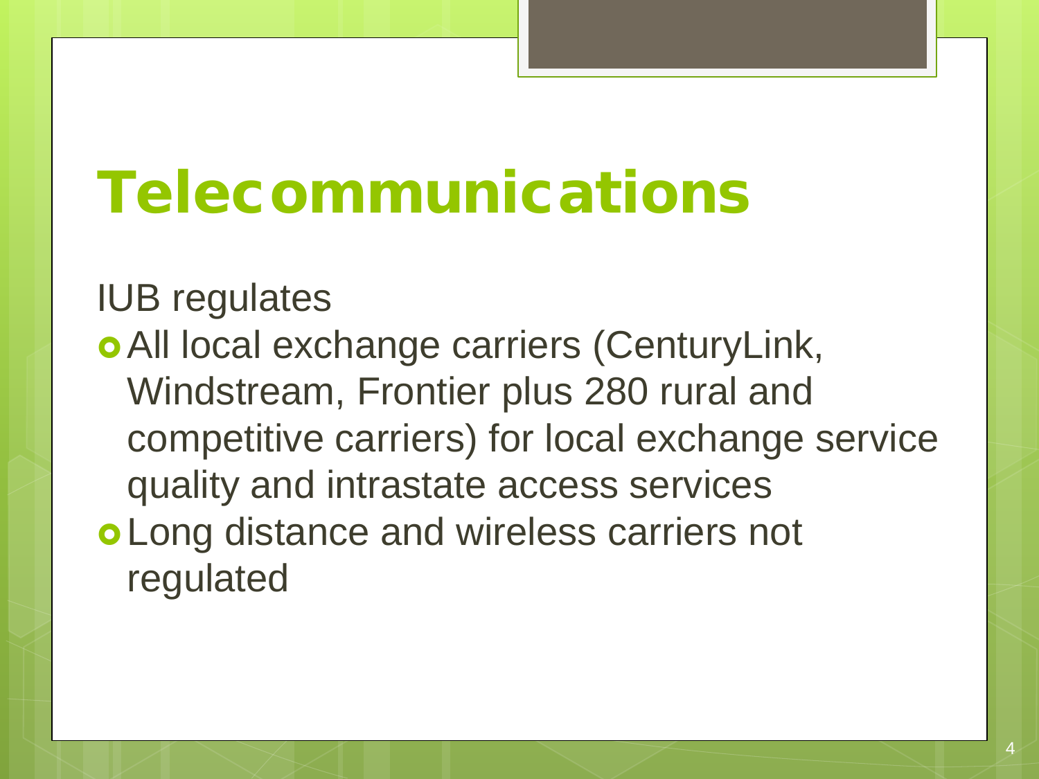# Telecommunications

IUB regulates

- All local exchange carriers (CenturyLink, Windstream, Frontier plus 280 rural and competitive carriers) for local exchange service quality and intrastate access services
- Long distance and wireless carriers not regulated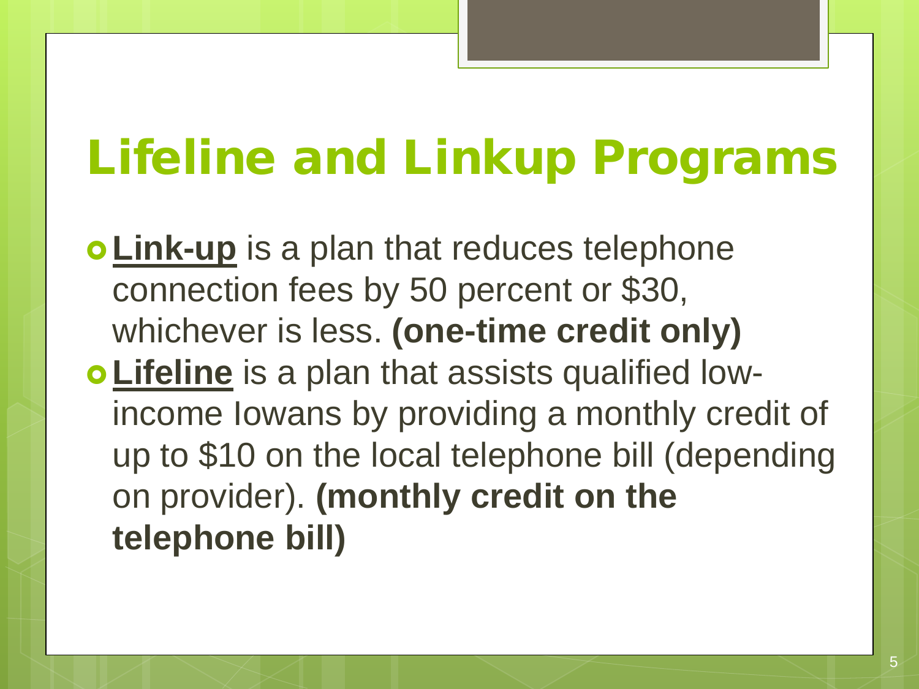# Lifeline and Linkup Programs

- **Link-up** is a plan that reduces telephone connection fees by 50 percent or $30, whichever is less. **(one-time credit only)**
- **Lifeline** is a plan that assists qualified low-income Iowans by providing a monthly credit of up to $10 on the local telephone bill (depending on provider). **(monthly credit on the telephone bill)**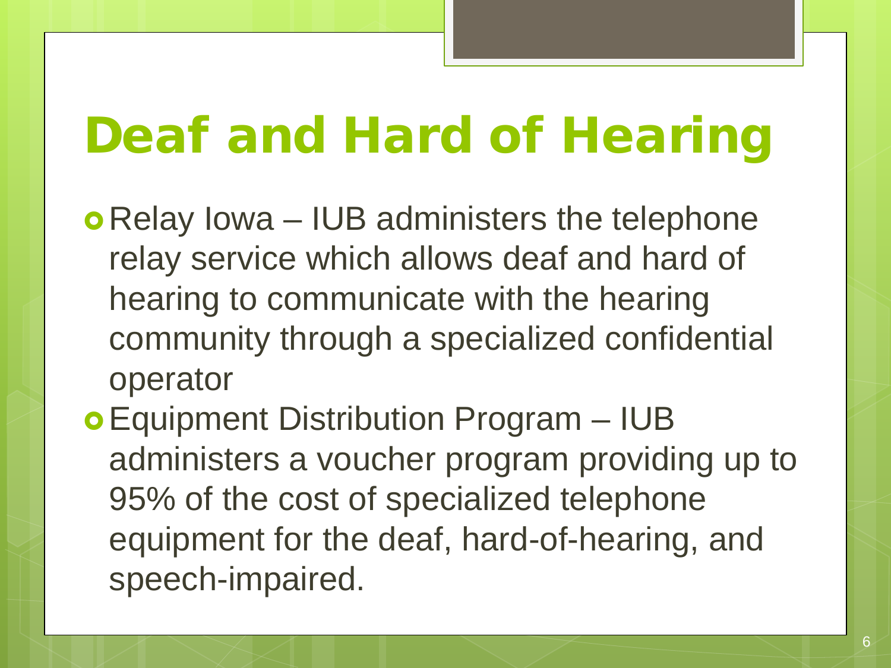# Deaf and Hard of Hearing

- Relay Iowa – IUB administers the telephone relay service which allows deaf and hard of hearing to communicate with the hearing community through a specialized confidential operator
- Equipment Distribution Program – IUB administers a voucher program providing up to 95% of the cost of specialized telephone equipment for the deaf, hard-of-hearing, and speech-impaired.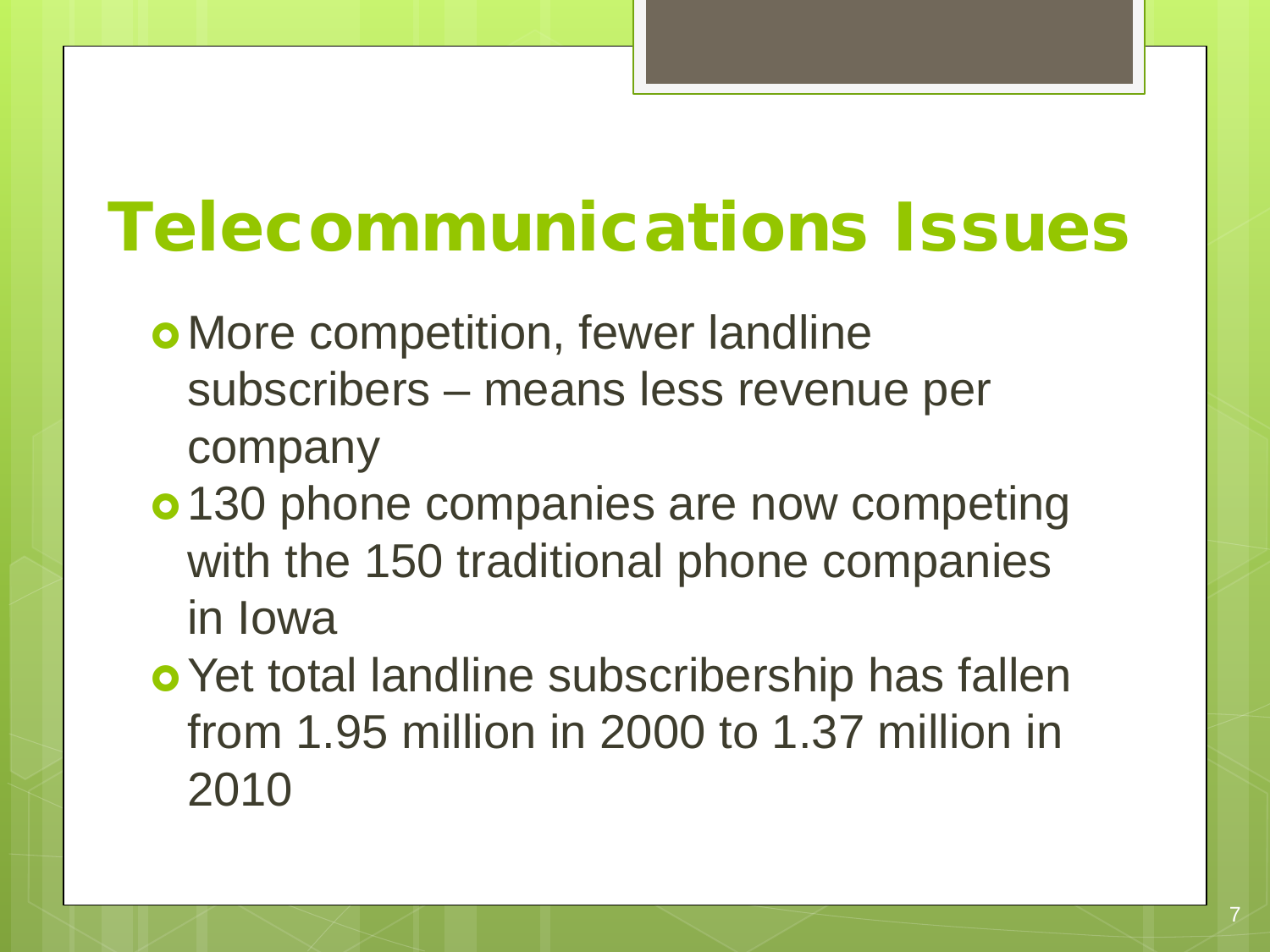# Telecommunications Issues

- More competition, fewer landline subscribers – means less revenue per company
- 130 phone companies are now competing with the 150 traditional phone companies in Iowa
- Yet total landline subscribership has fallen from 1.95 million in 2000 to 1.37 million in 2010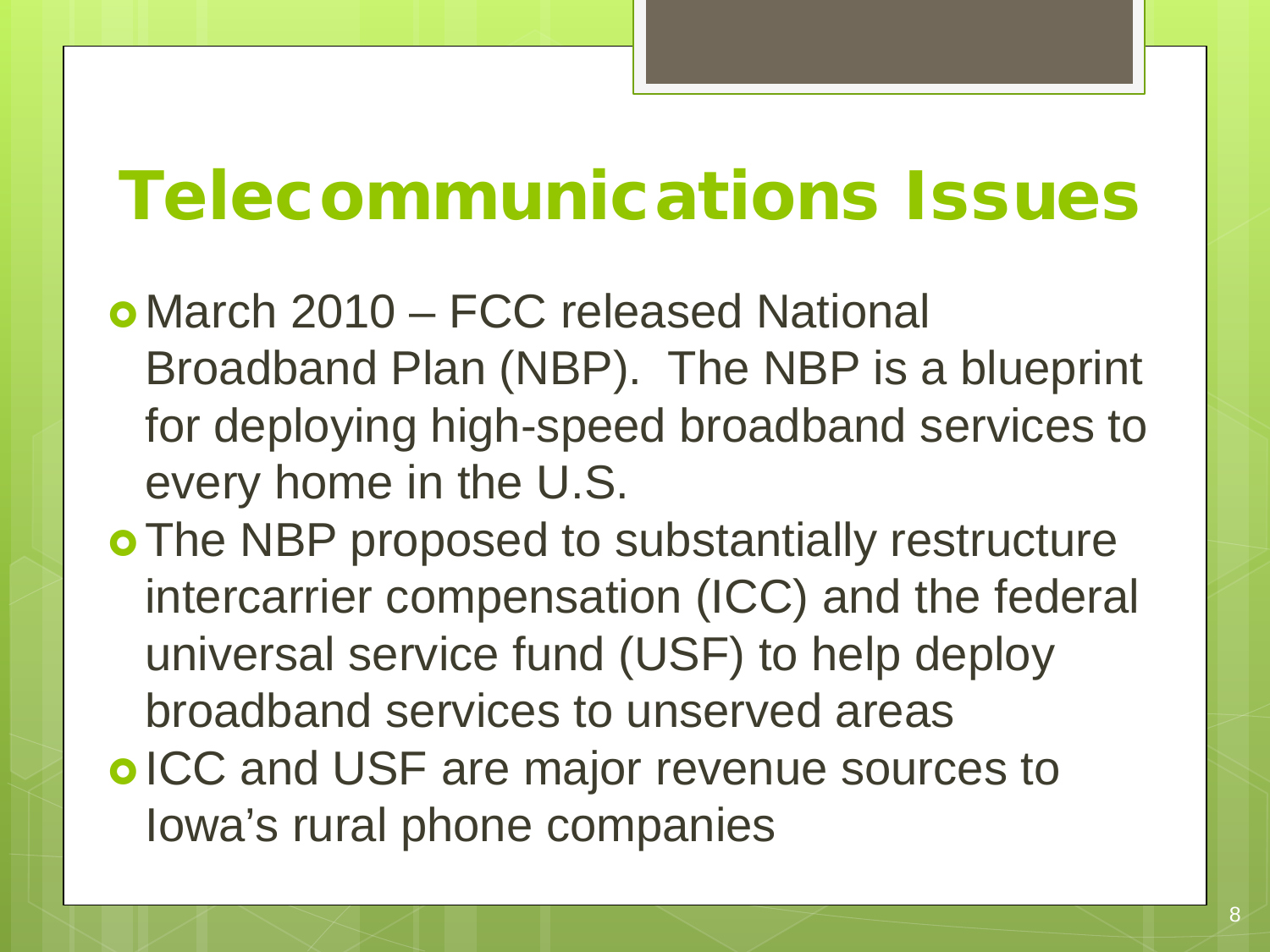# Telecommunications Issues

- March 2010 – FCC released National Broadband Plan (NBP). The NBP is a blueprint for deploying high-speed broadband services to every home in the U.S.
- The NBP proposed to substantially restructure intercarrier compensation (ICC) and the federal universal service fund (USF) to help deploy broadband services to unserved areas
- ICC and USF are major revenue sources to Iowa's rural phone companies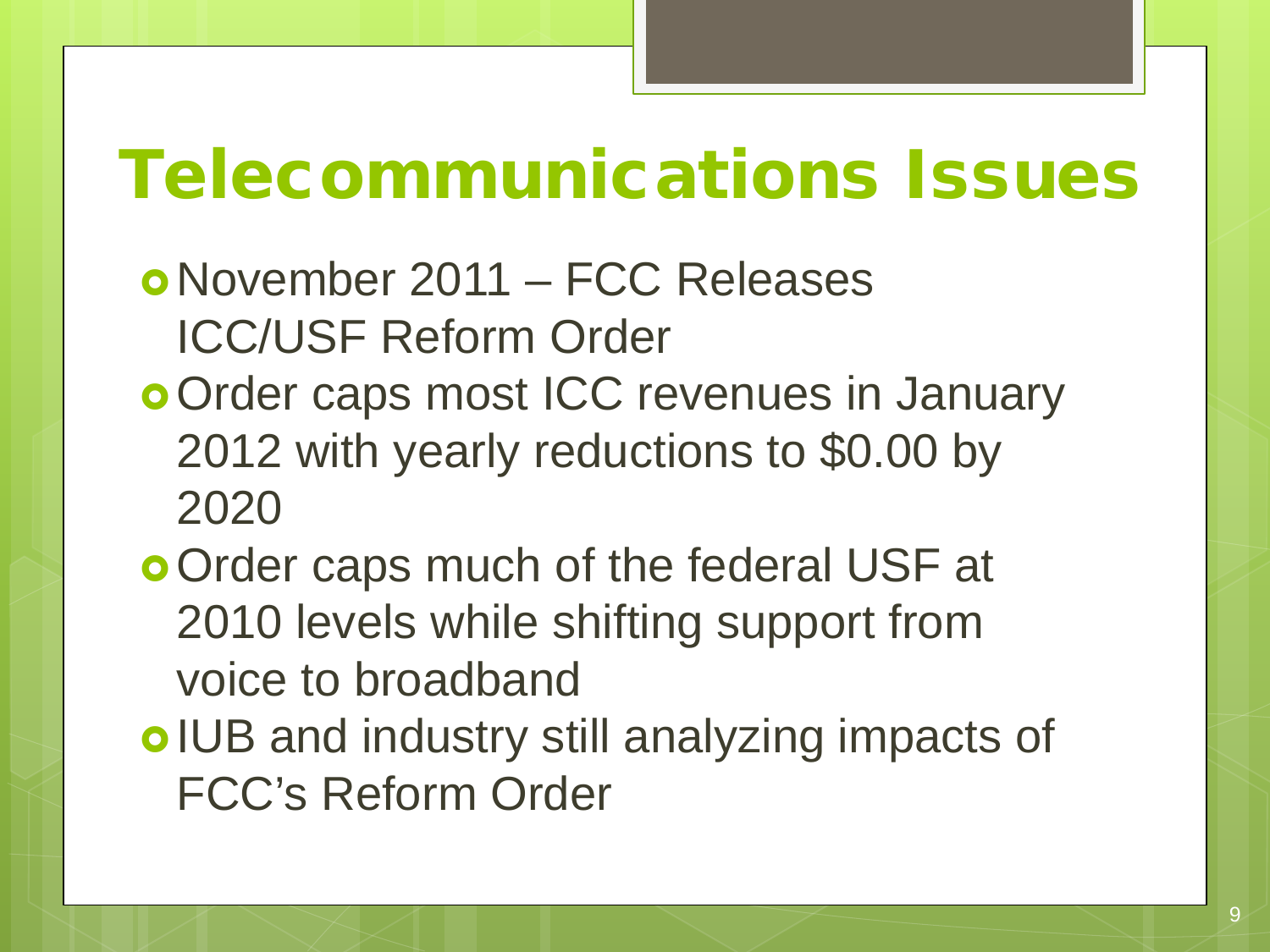# Telecommunications Issues

- November 2011 – FCC Releases ICC/USF Reform Order
- Order caps most ICC revenues in January 2012 with yearly reductions to $0.00 by 2020
- Order caps much of the federal USF at 2010 levels while shifting support from voice to broadband
- IUB and industry still analyzing impacts of FCC's Reform Order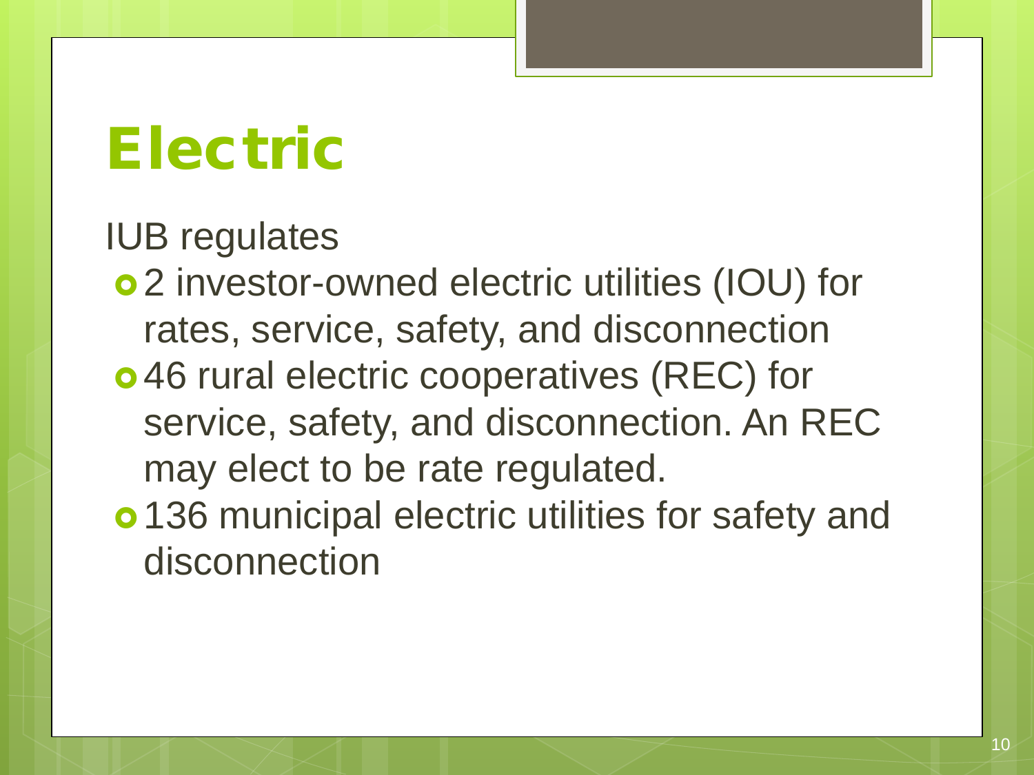# Electric

IUB regulates

- 2 investor-owned electric utilities (IOU) for rates, service, safety, and disconnection
- 46 rural electric cooperatives (REC) for service, safety, and disconnection. An REC may elect to be rate regulated.
- 136 municipal electric utilities for safety and disconnection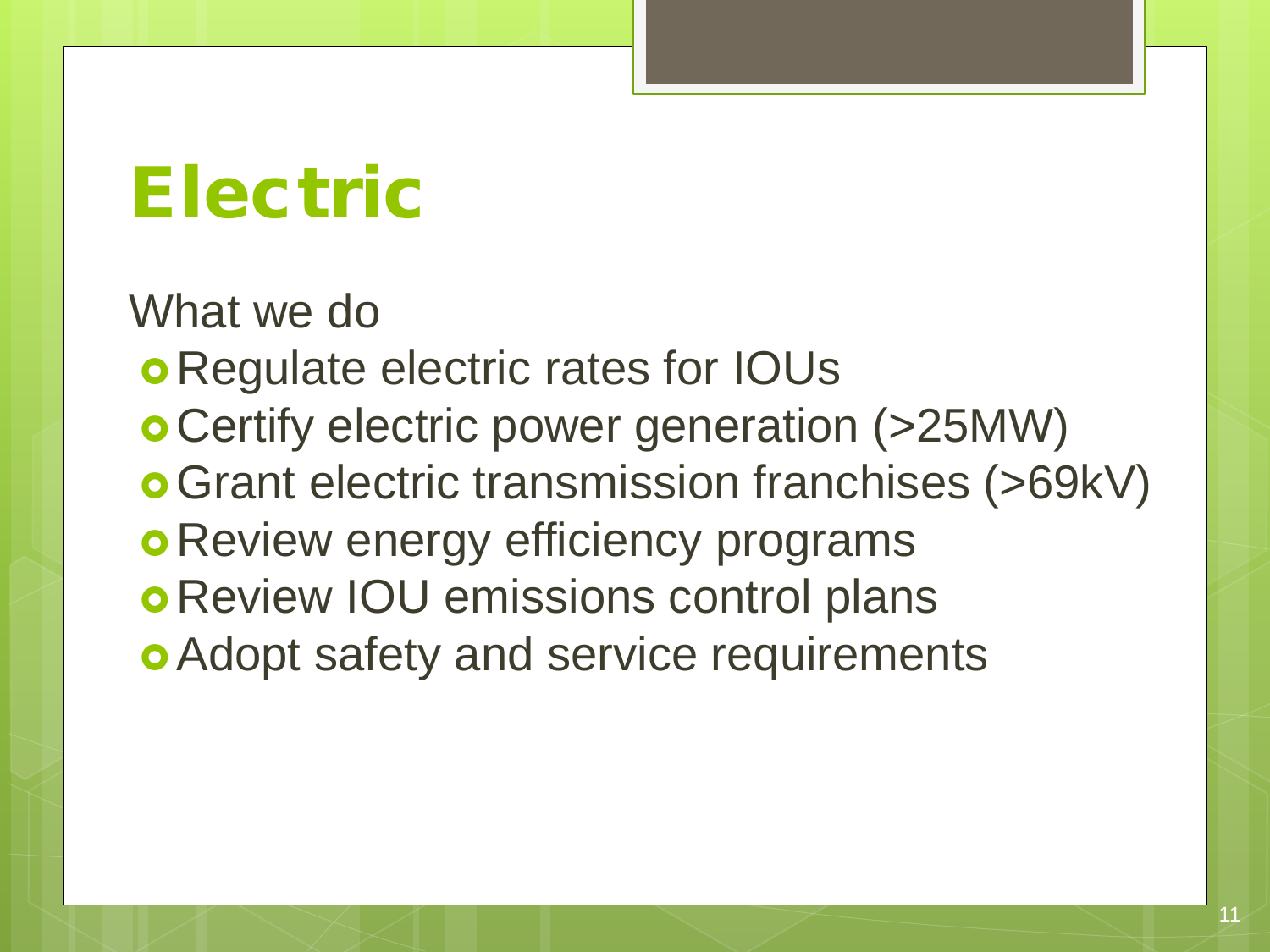# Electric

What we do

- Regulate electric rates for IOUs
- Certify electric power generation (>25MW)
- Grant electric transmission franchises (>69kV)
- Review energy efficiency programs
- Review IOU emissions control plans
- Adopt safety and service requirements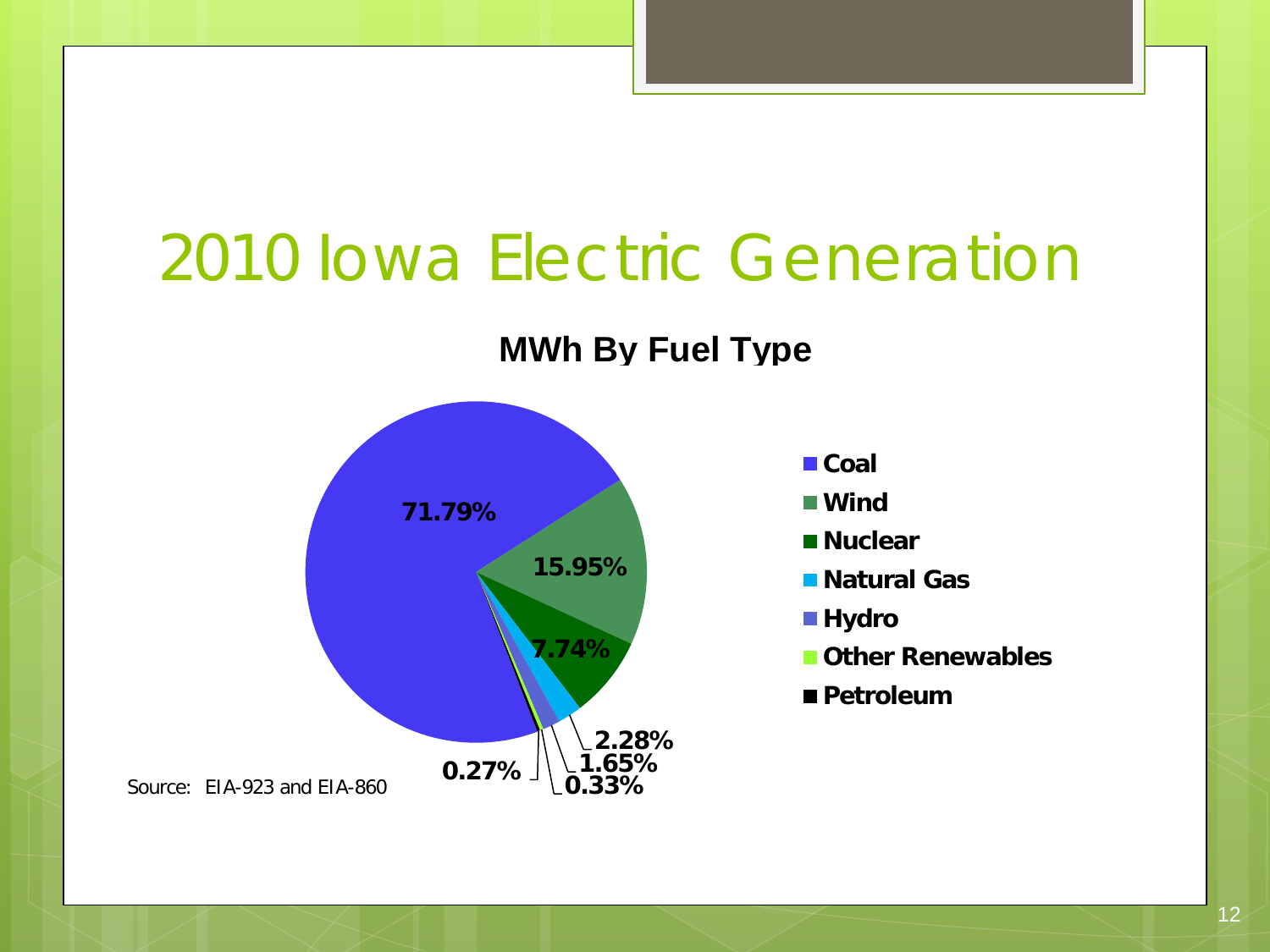# 2010 Iowa Electric Generation

**MWh By Fuel Type**

| Fuel Type | Share |
| --- | --- |
| Coal | 71.79% |
| Wind | 15.95% |
| Nuclear | 7.74% |
| Natural Gas | 2.28% |
| Hydro | 1.65% |
| Other Renewables | 0.33% |
| Petroleum | 0.27% |

Source: EIA-923 and EIA-860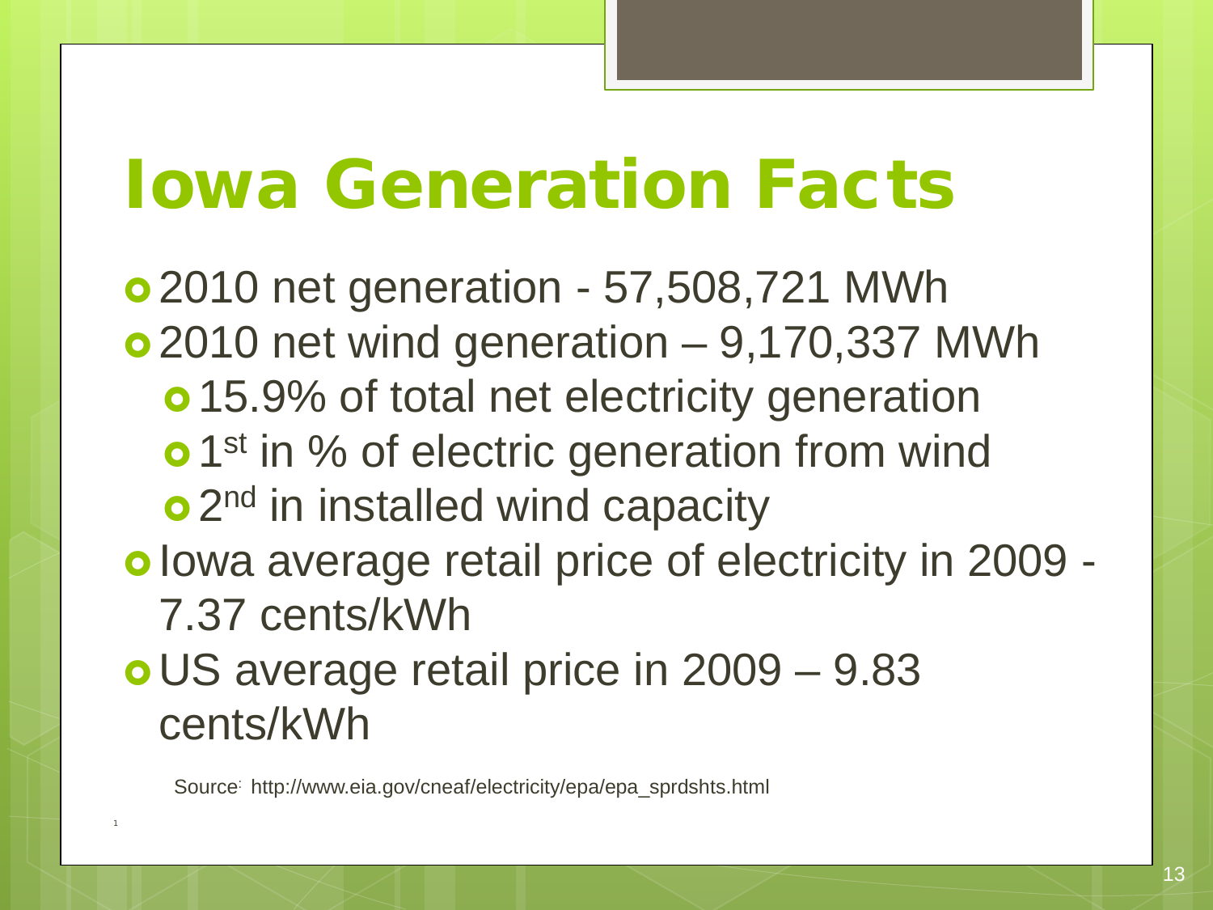# Iowa Generation Facts

- 2010 net generation - 57,508,721 MWh
- 2010 net wind generation – 9,170,337 MWh
  - 15.9% of total net electricity generation
  - 1st in % of electric generation from wind
  - 2nd in installed wind capacity
- Iowa average retail price of electricity in 2009 - 7.37 cents/kWh
- US average retail price in 2009 – 9.83 cents/kWh

Source: http://www.eia.gov/cneaf/electricity/epa/epa_sprdshts.html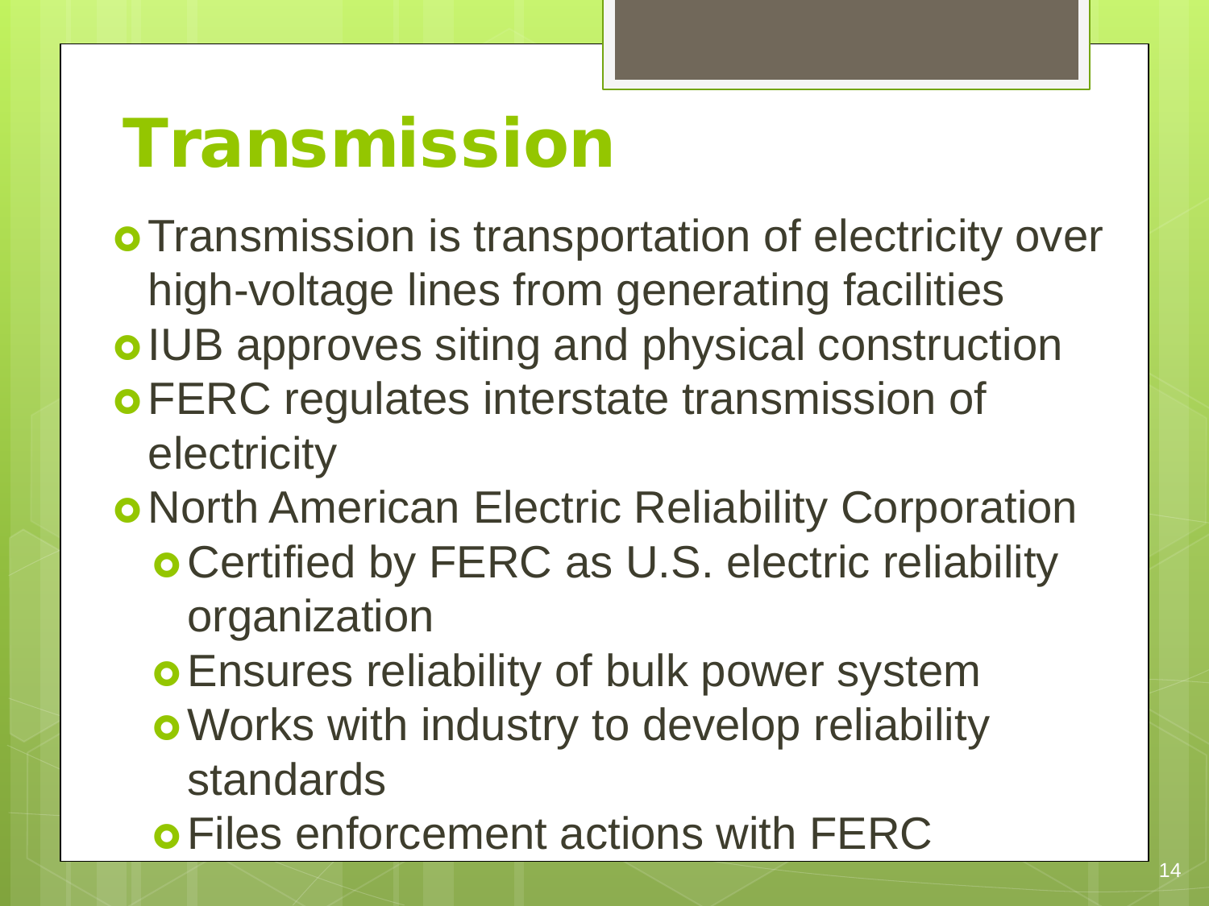# Transmission

- Transmission is transportation of electricity over high-voltage lines from generating facilities
- IUB approves siting and physical construction
- FERC regulates interstate transmission of electricity
- North American Electric Reliability Corporation
  - Certified by FERC as U.S. electric reliability organization
  - Ensures reliability of bulk power system
  - Works with industry to develop reliability standards
  - Files enforcement actions with FERC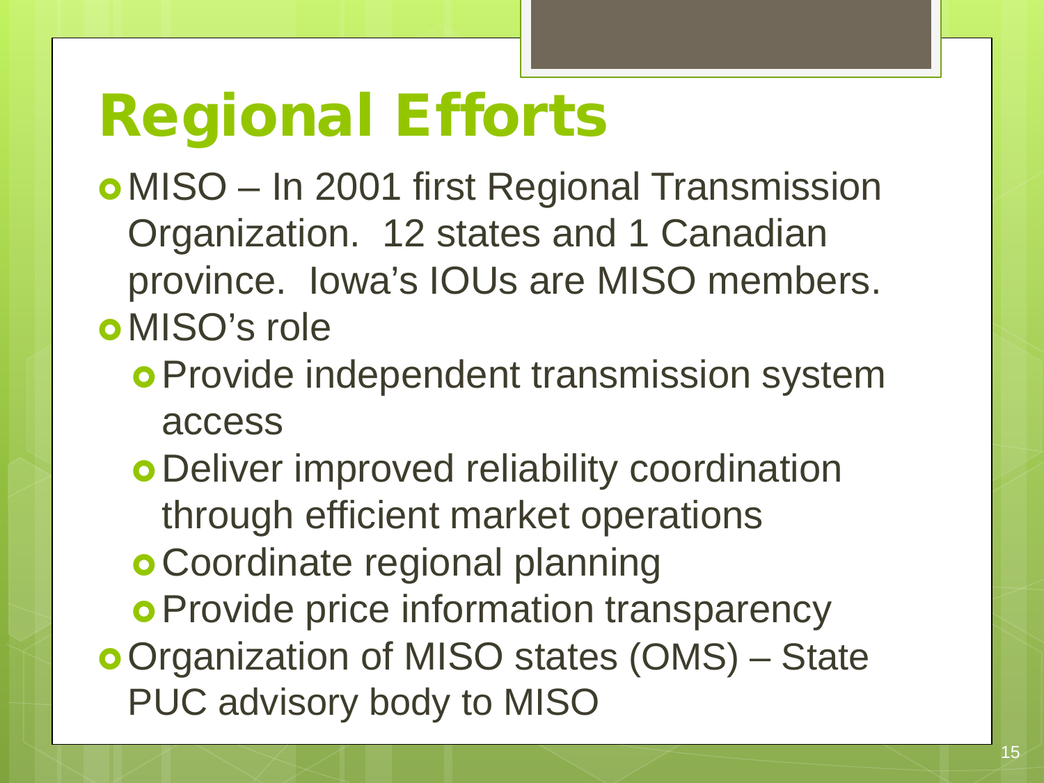# Regional Efforts

- MISO – In 2001 first Regional Transmission Organization. 12 states and 1 Canadian province. Iowa's IOUs are MISO members.
- MISO's role
  - Provide independent transmission system access
  - Deliver improved reliability coordination through efficient market operations
  - Coordinate regional planning
  - Provide price information transparency
- Organization of MISO states (OMS) – State PUC advisory body to MISO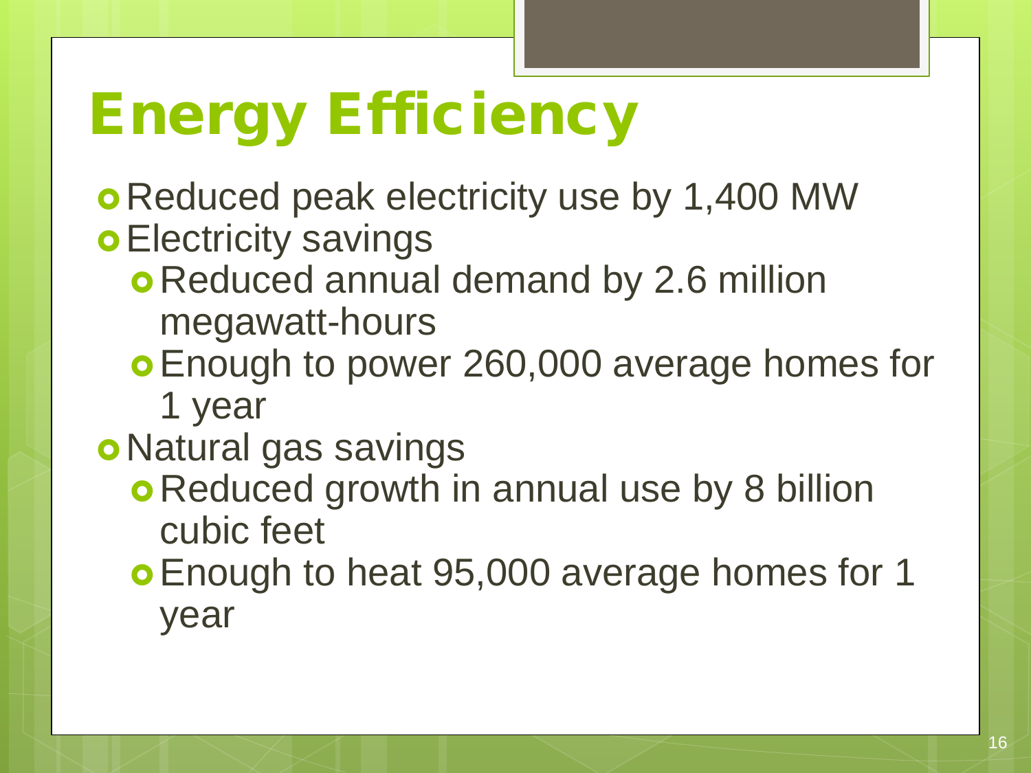# Energy Efficiency

- Reduced peak electricity use by 1,400 MW
- Electricity savings
  - Reduced annual demand by 2.6 million megawatt-hours
  - Enough to power 260,000 average homes for 1 year
- Natural gas savings
  - Reduced growth in annual use by 8 billion cubic feet
  - Enough to heat 95,000 average homes for 1 year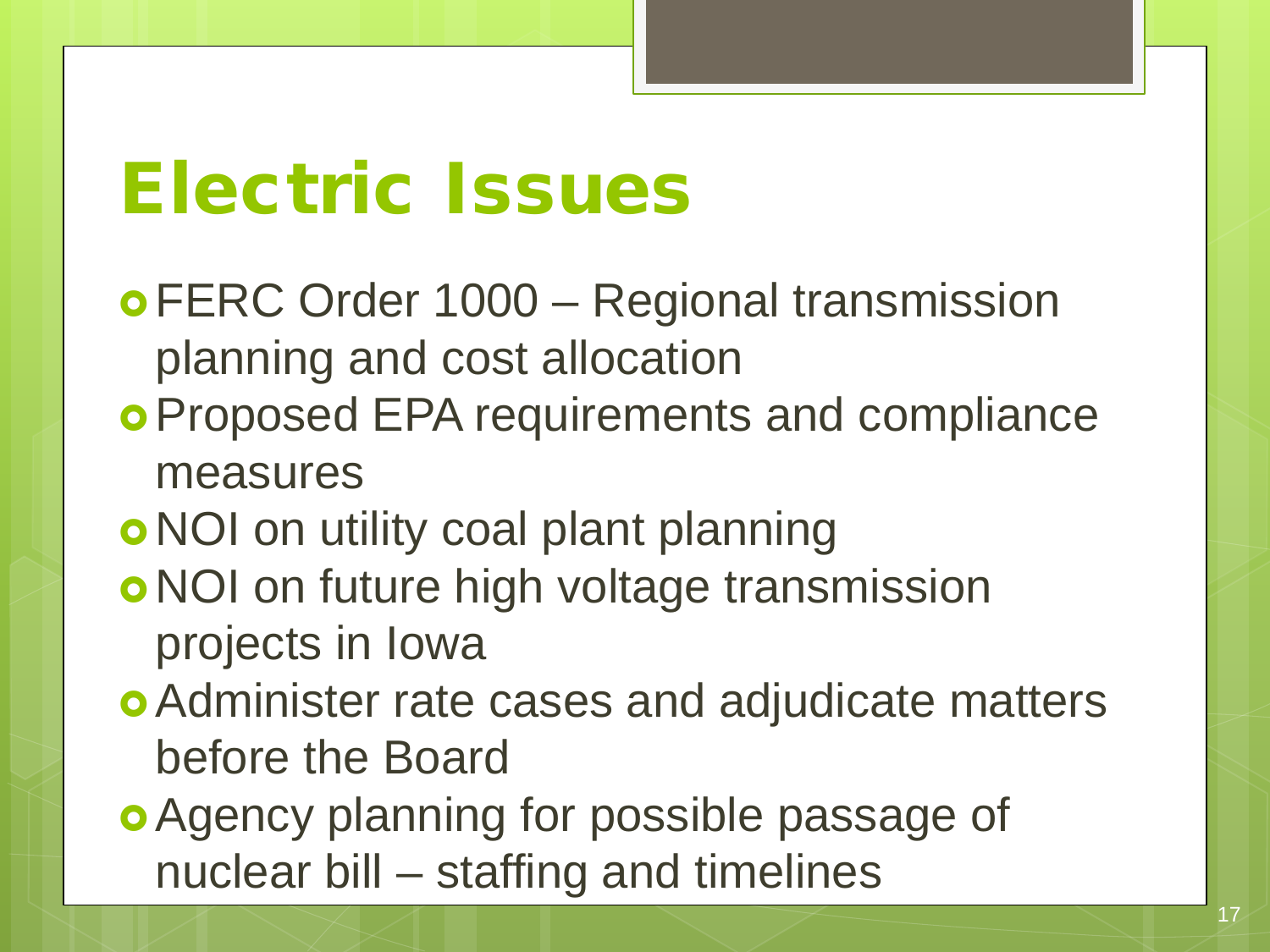# Electric Issues

- FERC Order 1000 – Regional transmission planning and cost allocation
- Proposed EPA requirements and compliance measures
- NOI on utility coal plant planning
- NOI on future high voltage transmission projects in Iowa
- Administer rate cases and adjudicate matters before the Board
- Agency planning for possible passage of nuclear bill – staffing and timelines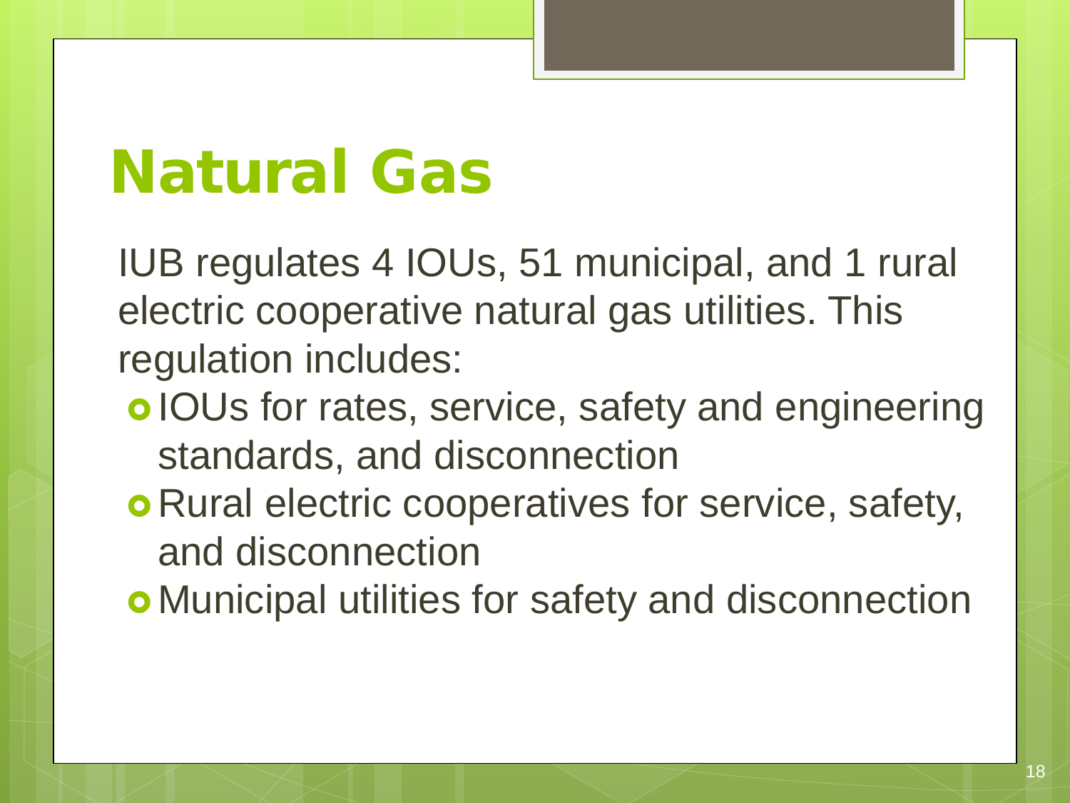# Natural Gas

IUB regulates 4 IOUs, 51 municipal, and 1 rural electric cooperative natural gas utilities. This regulation includes:

- IOUs for rates, service, safety and engineering standards, and disconnection
- Rural electric cooperatives for service, safety, and disconnection
- Municipal utilities for safety and disconnection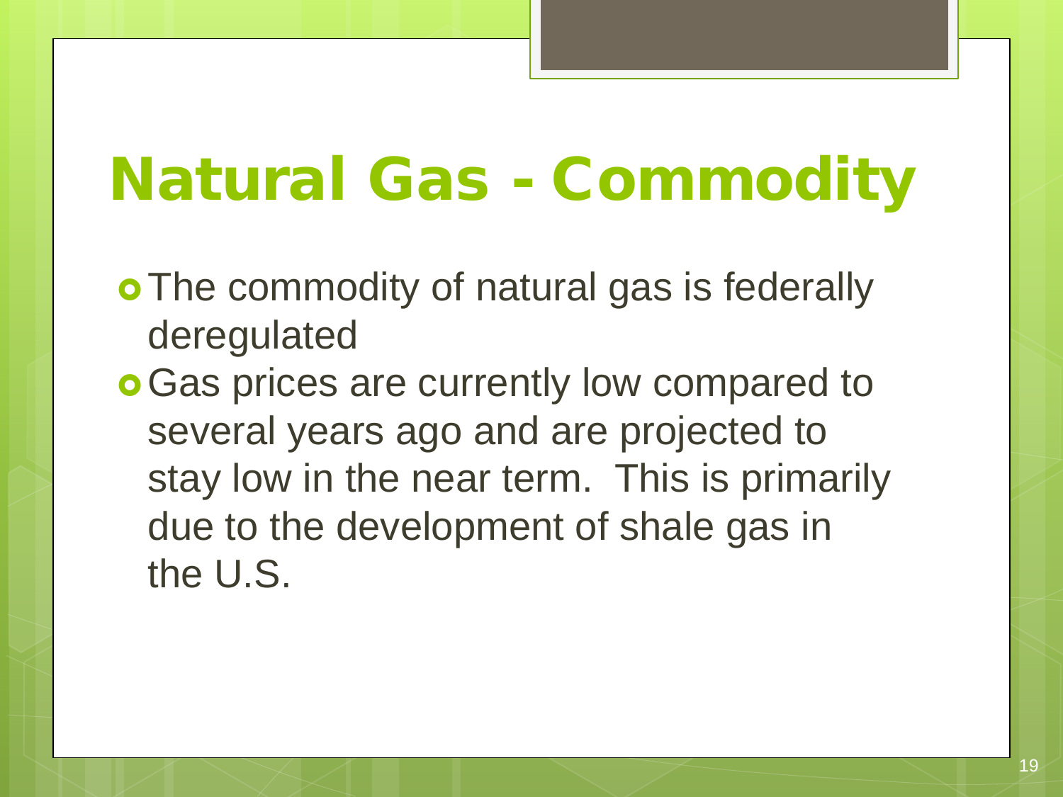# Natural Gas - Commodity

- The commodity of natural gas is federally deregulated
- Gas prices are currently low compared to several years ago and are projected to stay low in the near term. This is primarily due to the development of shale gas in the U.S.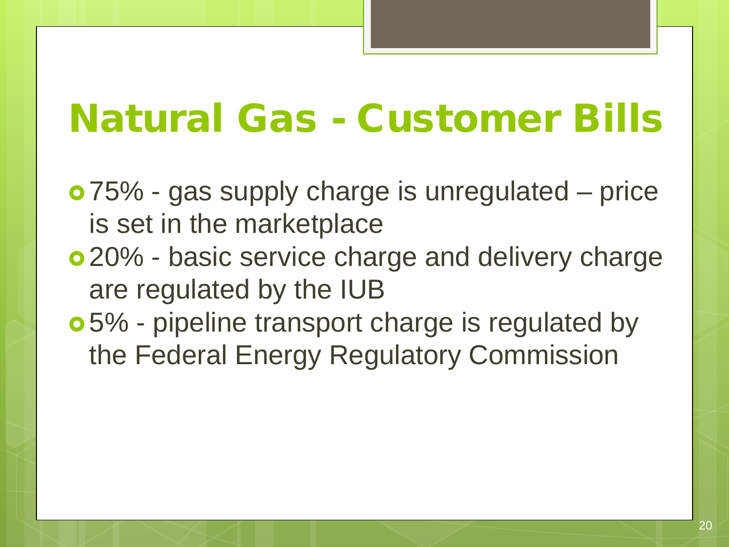# Natural Gas - Customer Bills

- 75% - gas supply charge is unregulated – price is set in the marketplace
- 20% - basic service charge and delivery charge are regulated by the IUB
- 5% - pipeline transport charge is regulated by the Federal Energy Regulatory Commission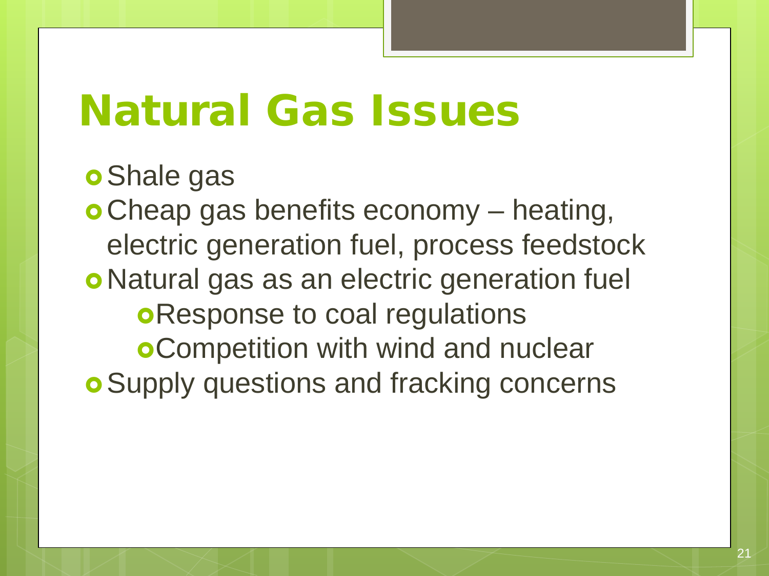# Natural Gas Issues

- Shale gas
- Cheap gas benefits economy – heating, electric generation fuel, process feedstock
- Natural gas as an electric generation fuel
  - Response to coal regulations
  - Competition with wind and nuclear
- Supply questions and fracking concerns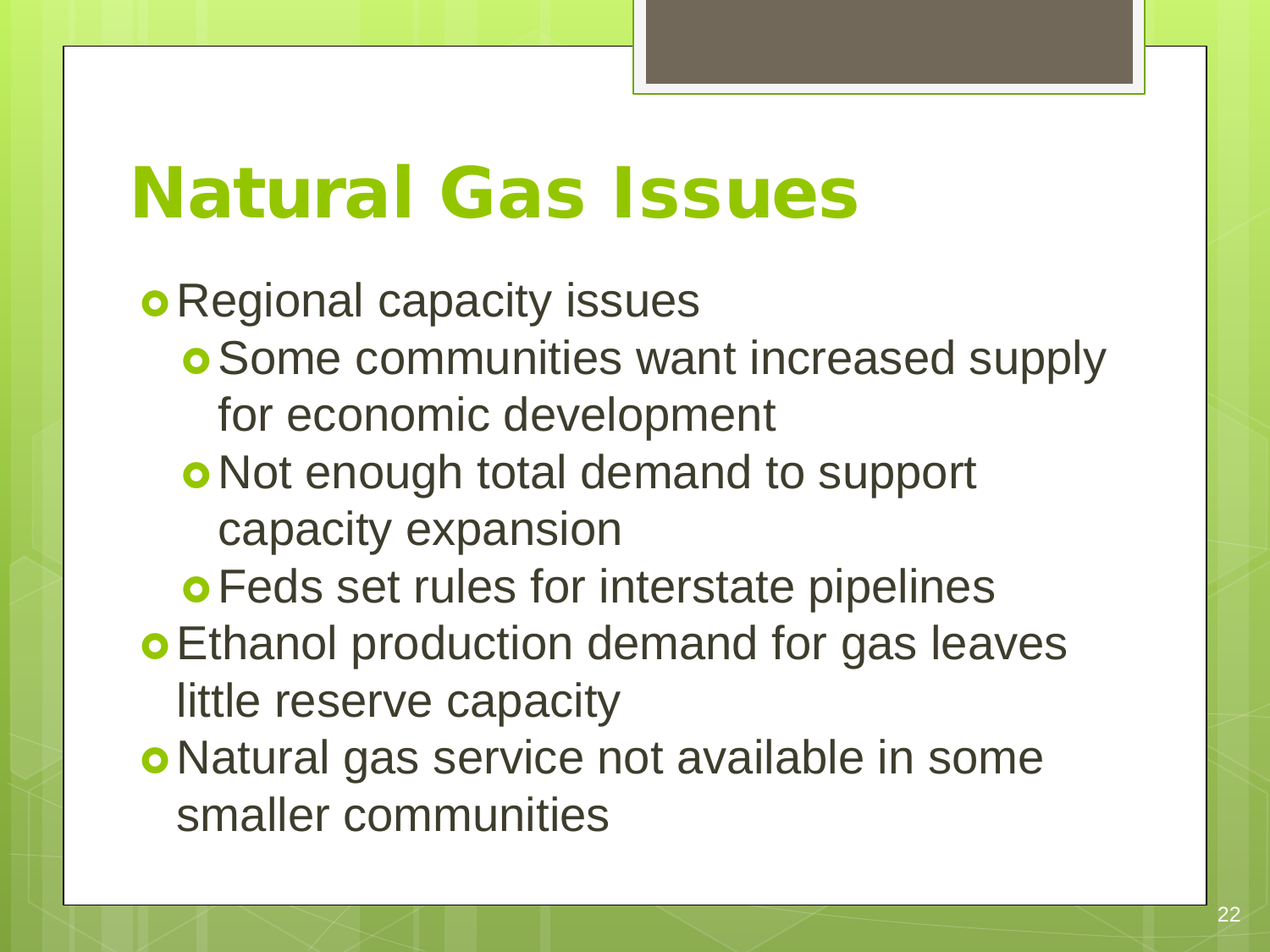# Natural Gas Issues

- Regional capacity issues
  - Some communities want increased supply for economic development
  - Not enough total demand to support capacity expansion
  - Feds set rules for interstate pipelines
- Ethanol production demand for gas leaves little reserve capacity
- Natural gas service not available in some smaller communities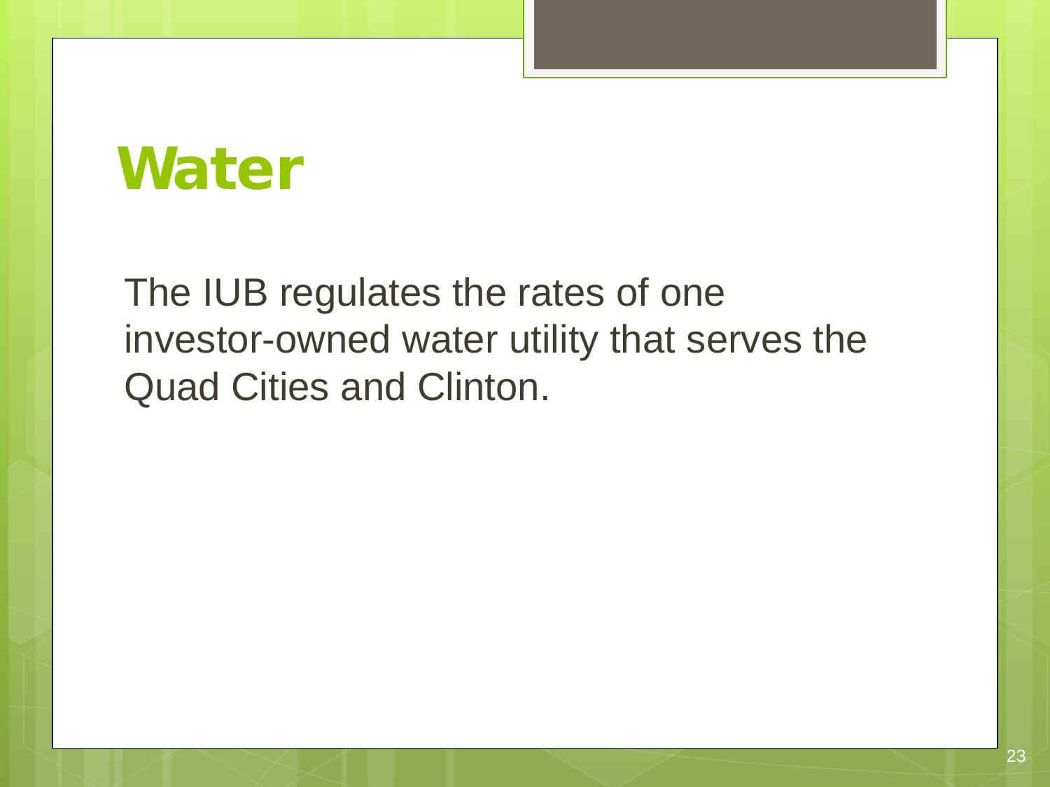# Water

The IUB regulates the rates of one investor-owned water utility that serves the Quad Cities and Clinton.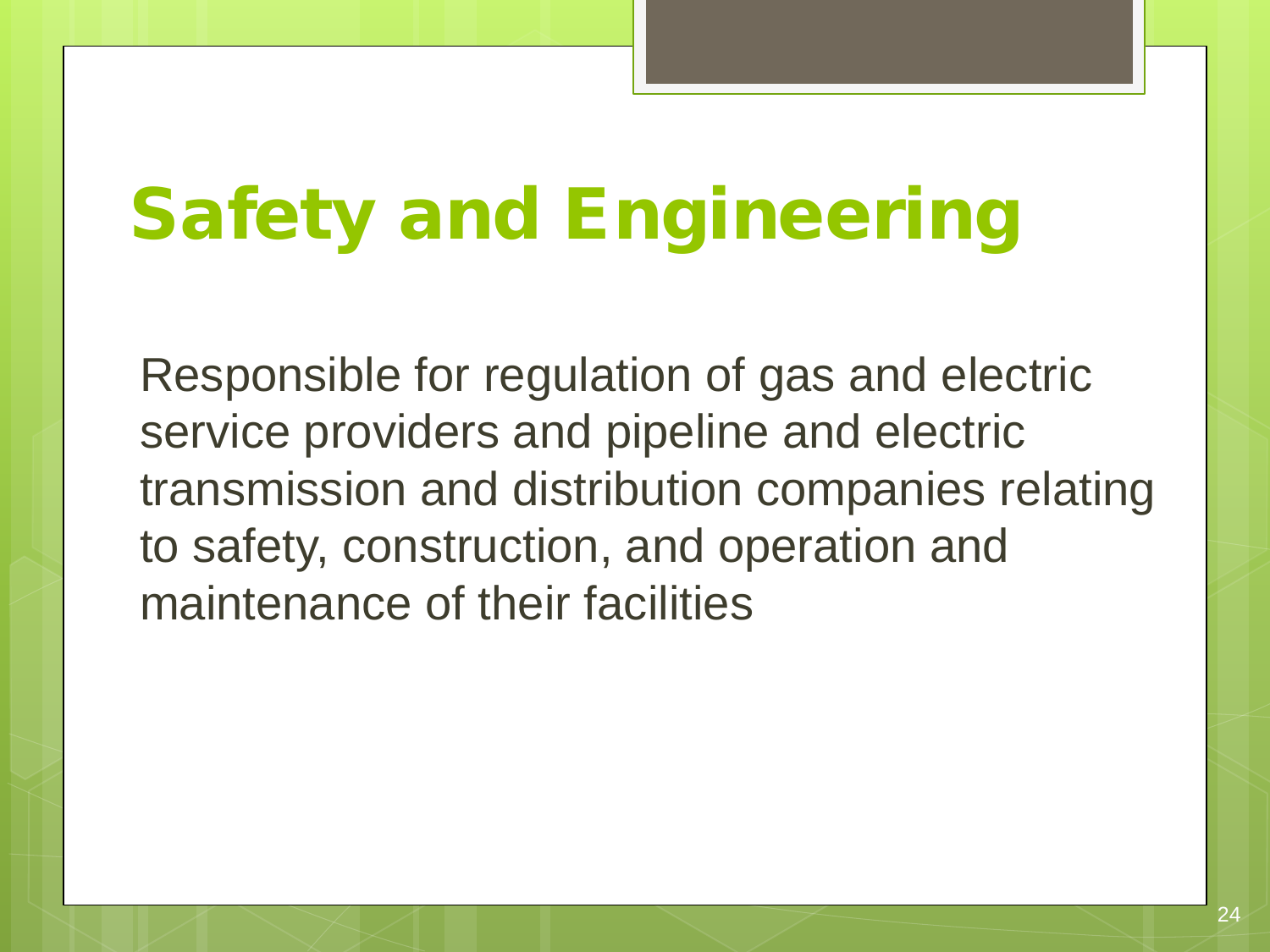# Safety and Engineering

Responsible for regulation of gas and electric service providers and pipeline and electric transmission and distribution companies relating to safety, construction, and operation and maintenance of their facilities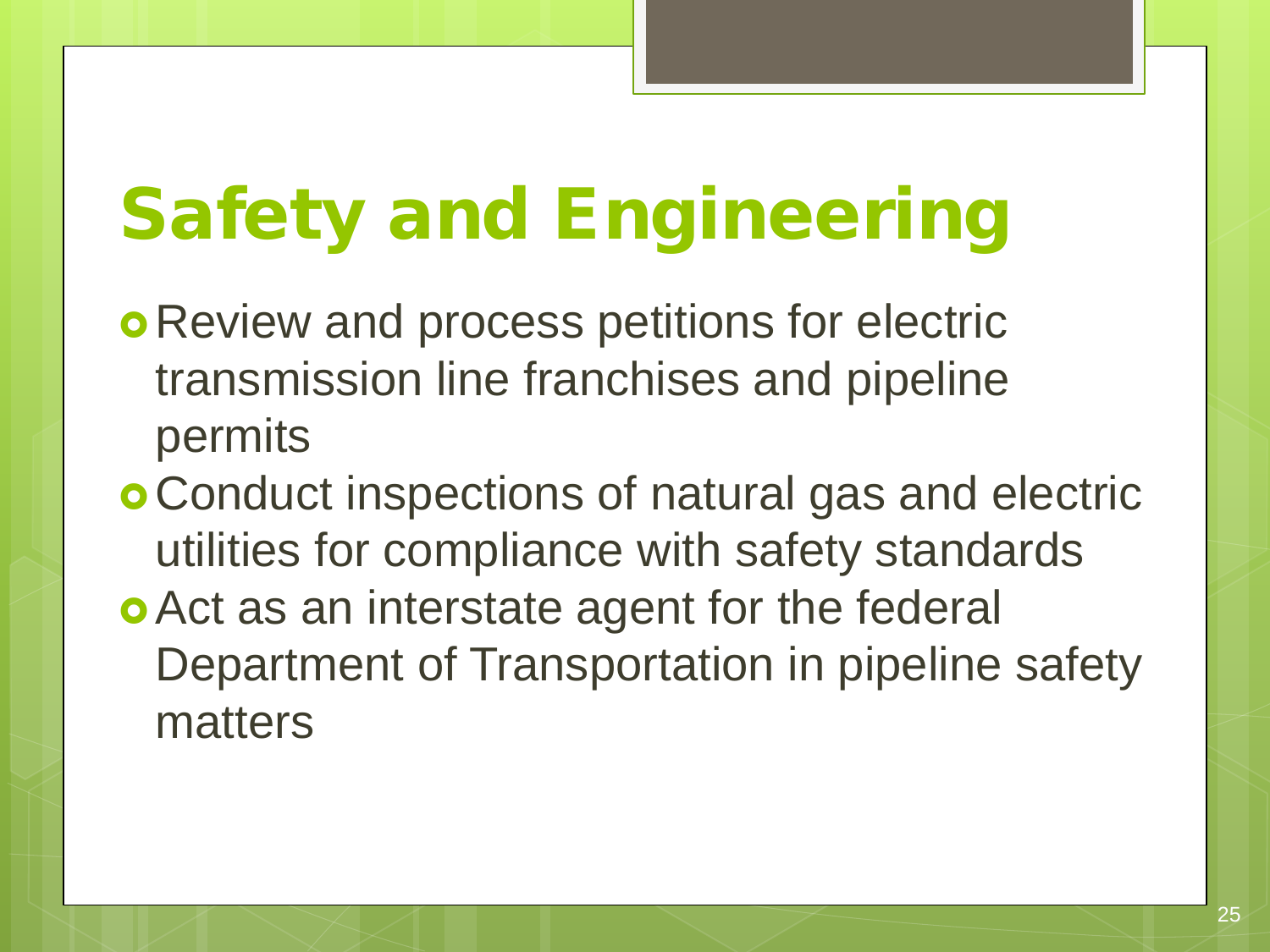# Safety and Engineering

- Review and process petitions for electric transmission line franchises and pipeline permits
- Conduct inspections of natural gas and electric utilities for compliance with safety standards
- Act as an interstate agent for the federal Department of Transportation in pipeline safety matters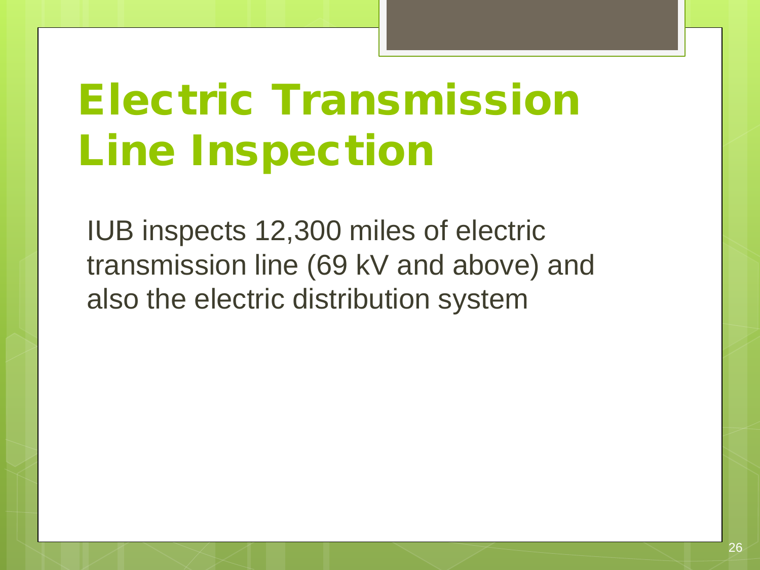# Electric Transmission Line Inspection

IUB inspects 12,300 miles of electric transmission line (69 kV and above) and also the electric distribution system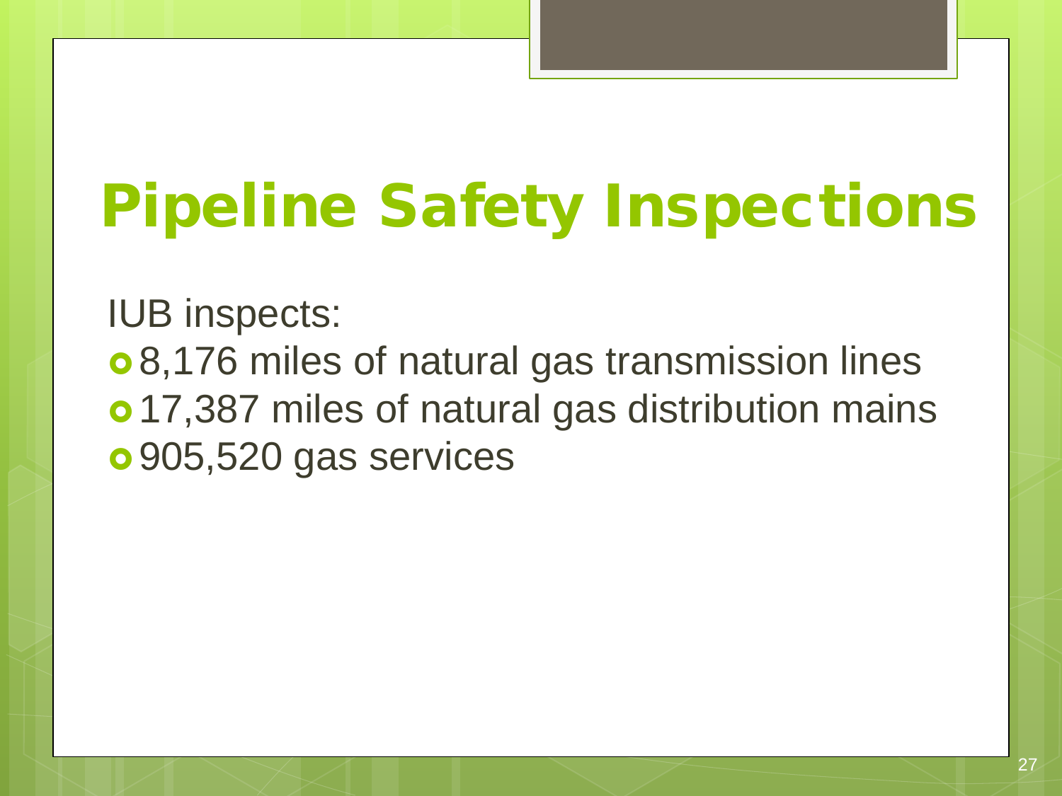# Pipeline Safety Inspections

IUB inspects:

- 8,176 miles of natural gas transmission lines
- 17,387 miles of natural gas distribution mains
- 905,520 gas services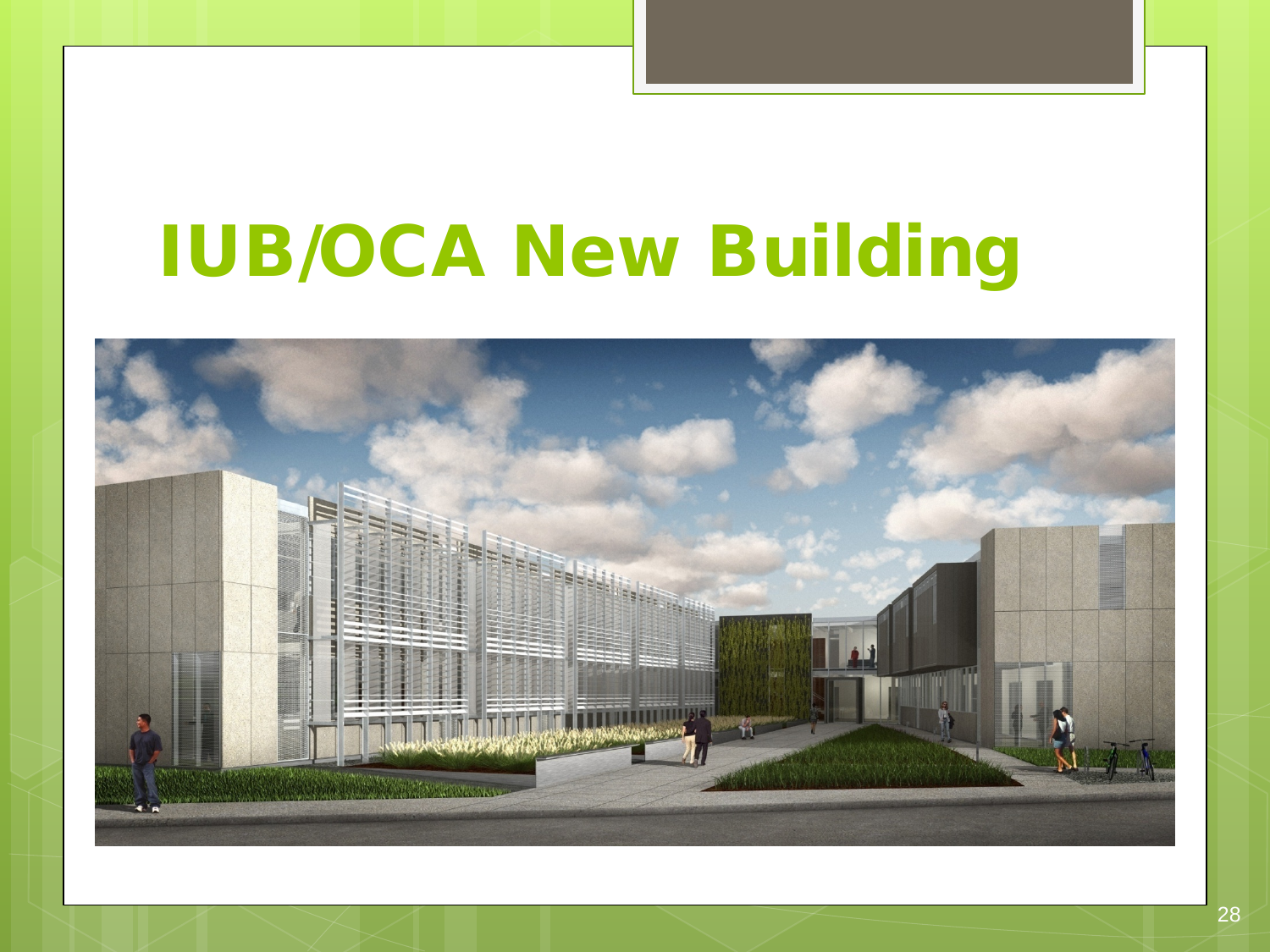# IUB/OCA New Building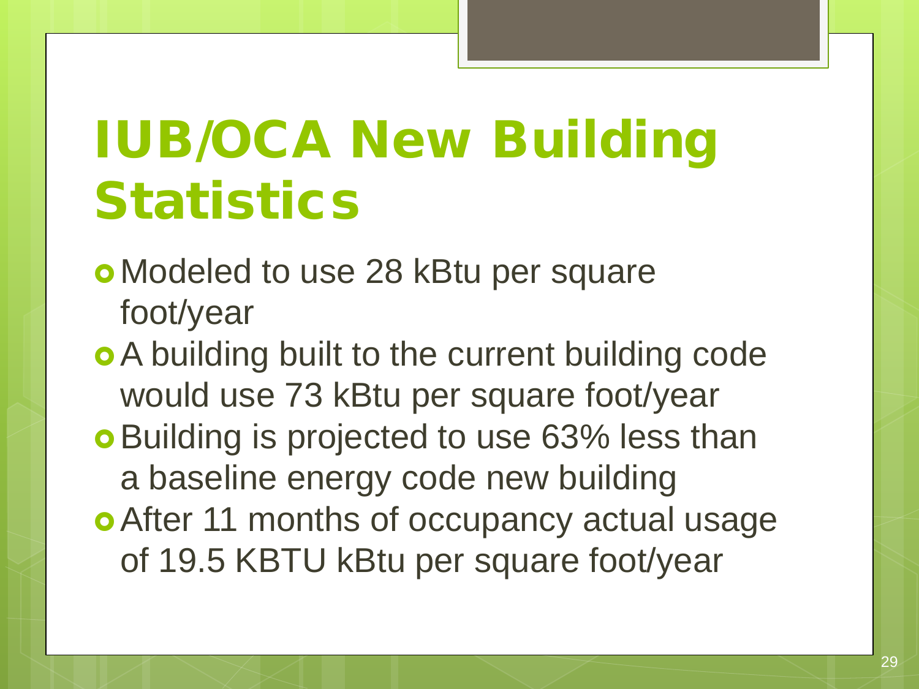# IUB/OCA New Building Statistics

- Modeled to use 28 kBtu per square foot/year
- A building built to the current building code would use 73 kBtu per square foot/year
- Building is projected to use 63% less than a baseline energy code new building
- After 11 months of occupancy actual usage of 19.5 KBTU kBtu per square foot/year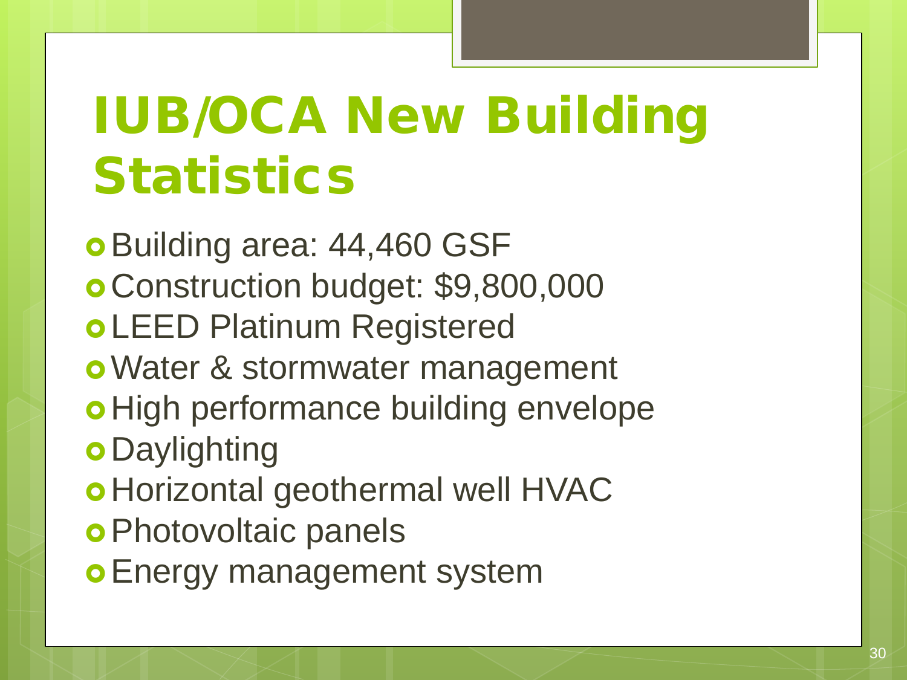# IUB/OCA New Building Statistics

- Building area: 44,460 GSF
- Construction budget: $9,800,000
- LEED Platinum Registered
- Water & stormwater management
- High performance building envelope
- Daylighting
- Horizontal geothermal well HVAC
- Photovoltaic panels
- Energy management system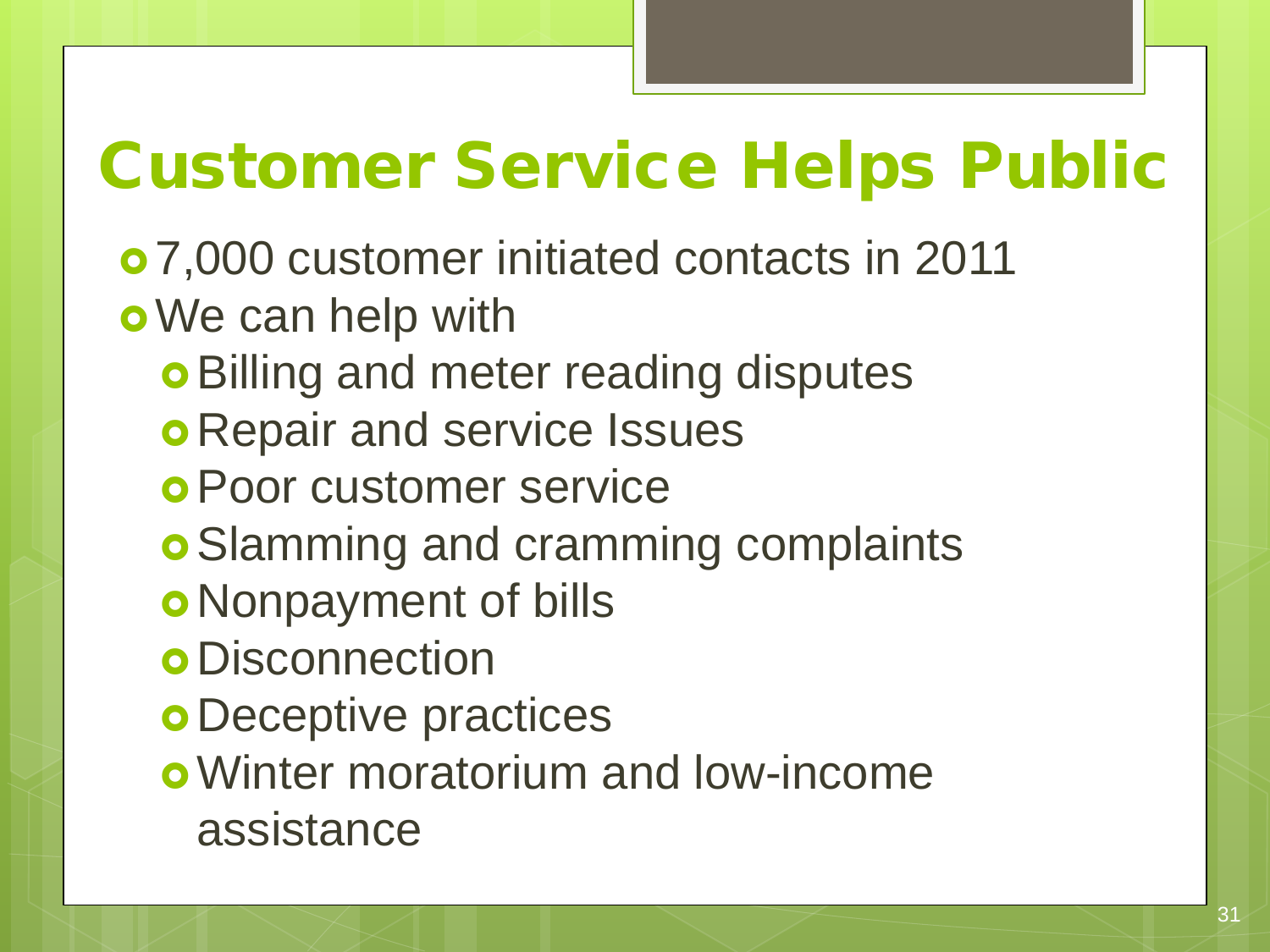# Customer Service Helps Public

- 7,000 customer initiated contacts in 2011
- We can help with
  - Billing and meter reading disputes
  - Repair and service Issues
  - Poor customer service
  - Slamming and cramming complaints
  - Nonpayment of bills
  - Disconnection
  - Deceptive practices
  - Winter moratorium and low-income assistance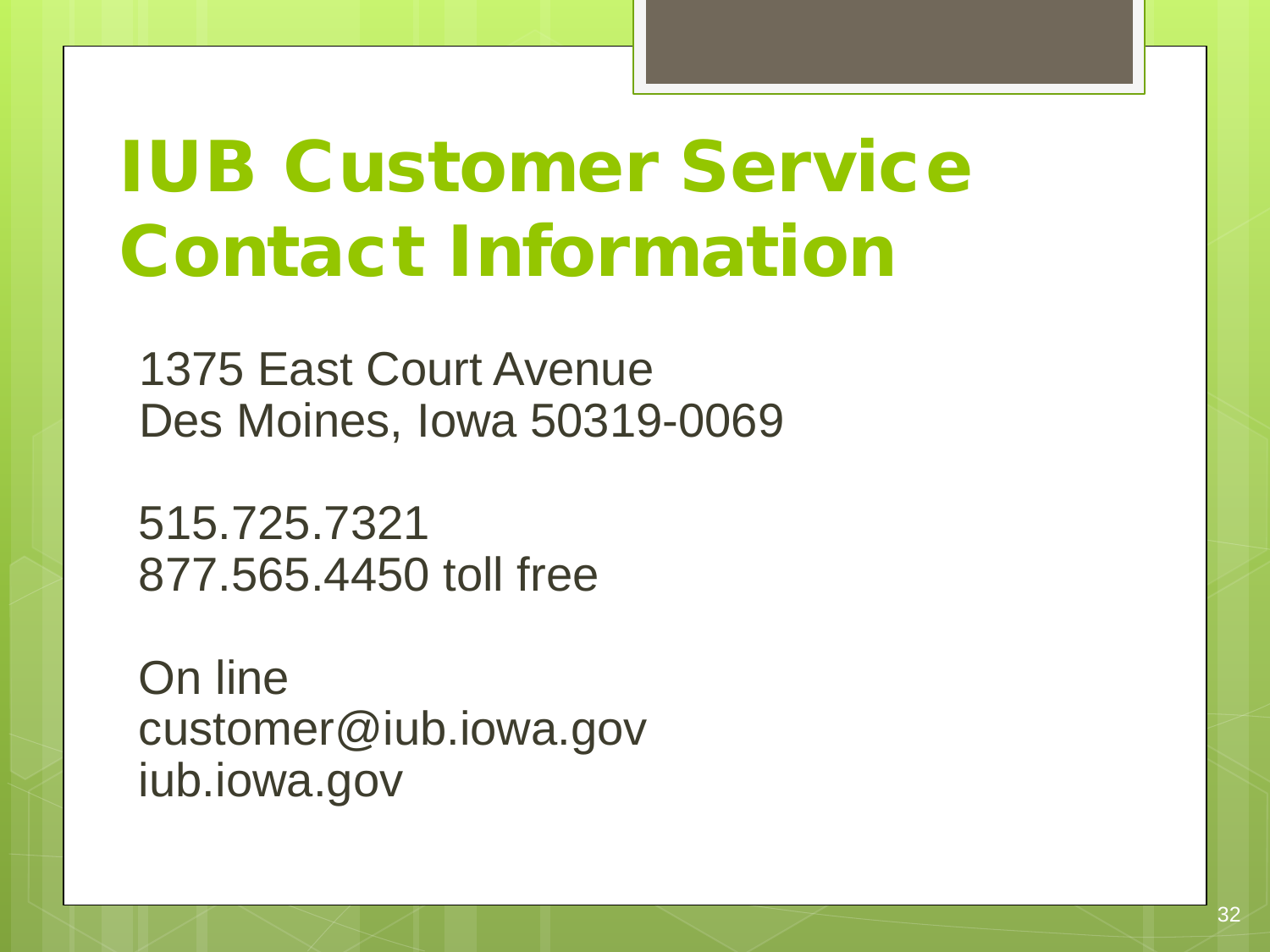# IUB Customer Service Contact Information

1375 East Court Avenue
Des Moines, Iowa 50319-0069

515.725.7321
877.565.4450 toll free

On line
customer@iub.iowa.gov
iub.iowa.gov